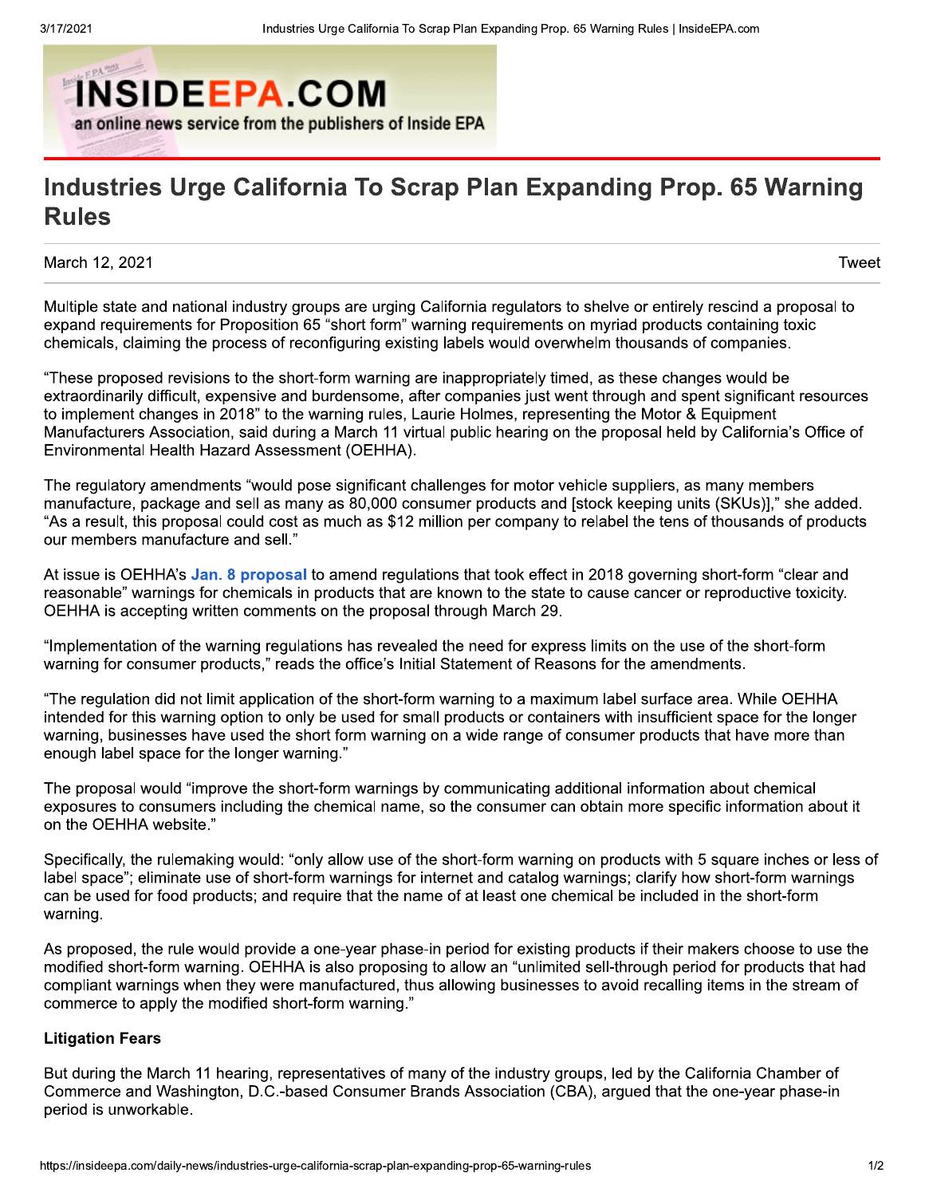# Industries Urge California To Scrap Plan Expanding Prop. 65 Warning Rules

March 12, 2021

Multiple state and national industry groups are urging California regulators to shelve or entirely rescind a proposal to expand requirements for Proposition 65 "short form" warning requirements on myriad products containing toxic chemicals, claiming the process of reconfiguring existing labels would overwhelm thousands of companies.

"These proposed revisions to the short-form warning are inappropriately timed, as these changes would be extraordinarily difficult, expensive and burdensome, after companies just went through and spent significant resources to implement changes in 2018" to the warning rules, Laurie Holmes, representing the Motor & Equipment Manufacturers Association, said during a March 11 virtual public hearing on the proposal held by California's Office of Environmental Health Hazard Assessment (OEHHA).

The regulatory amendments "would pose significant challenges for motor vehicle suppliers, as many members manufacture, package and sell as many as 80,000 consumer products and [stock keeping units (SKUs)]," she added. "As a result, this proposal could cost as much as $12 million per company to relabel the tens of thousands of products our members manufacture and sell."

At issue is OEHHA's **Jan. 8 proposal** to amend regulations that took effect in 2018 governing short-form "clear and reasonable" warnings for chemicals in products that are known to the state to cause cancer or reproductive toxicity. OEHHA is accepting written comments on the proposal through March 29.

"Implementation of the warning regulations has revealed the need for express limits on the use of the short-form warning for consumer products," reads the office's Initial Statement of Reasons for the amendments.

"The regulation did not limit application of the short-form warning to a maximum label surface area. While OEHHA intended for this warning option to only be used for small products or containers with insufficient space for the longer warning, businesses have used the short form warning on a wide range of consumer products that have more than enough label space for the longer warning."

The proposal would "improve the short-form warnings by communicating additional information about chemical exposures to consumers including the chemical name, so the consumer can obtain more specific information about it on the OEHHA website."

Specifically, the rulemaking would: "only allow use of the short-form warning on products with 5 square inches or less of label space"; eliminate use of short-form warnings for internet and catalog warnings; clarify how short-form warnings can be used for food products; and require that the name of at least one chemical be included in the short-form warning.

As proposed, the rule would provide a one-year phase-in period for existing products if their makers choose to use the modified short-form warning. OEHHA is also proposing to allow an "unlimited sell-through period for products that had compliant warnings when they were manufactured, thus allowing businesses to avoid recalling items in the stream of commerce to apply the modified short-form warning."

### Litigation Fears

But during the March 11 hearing, representatives of many of the industry groups, led by the California Chamber of Commerce and Washington, D.C.-based Consumer Brands Association (CBA), argued that the one-year phase-in period is unworkable.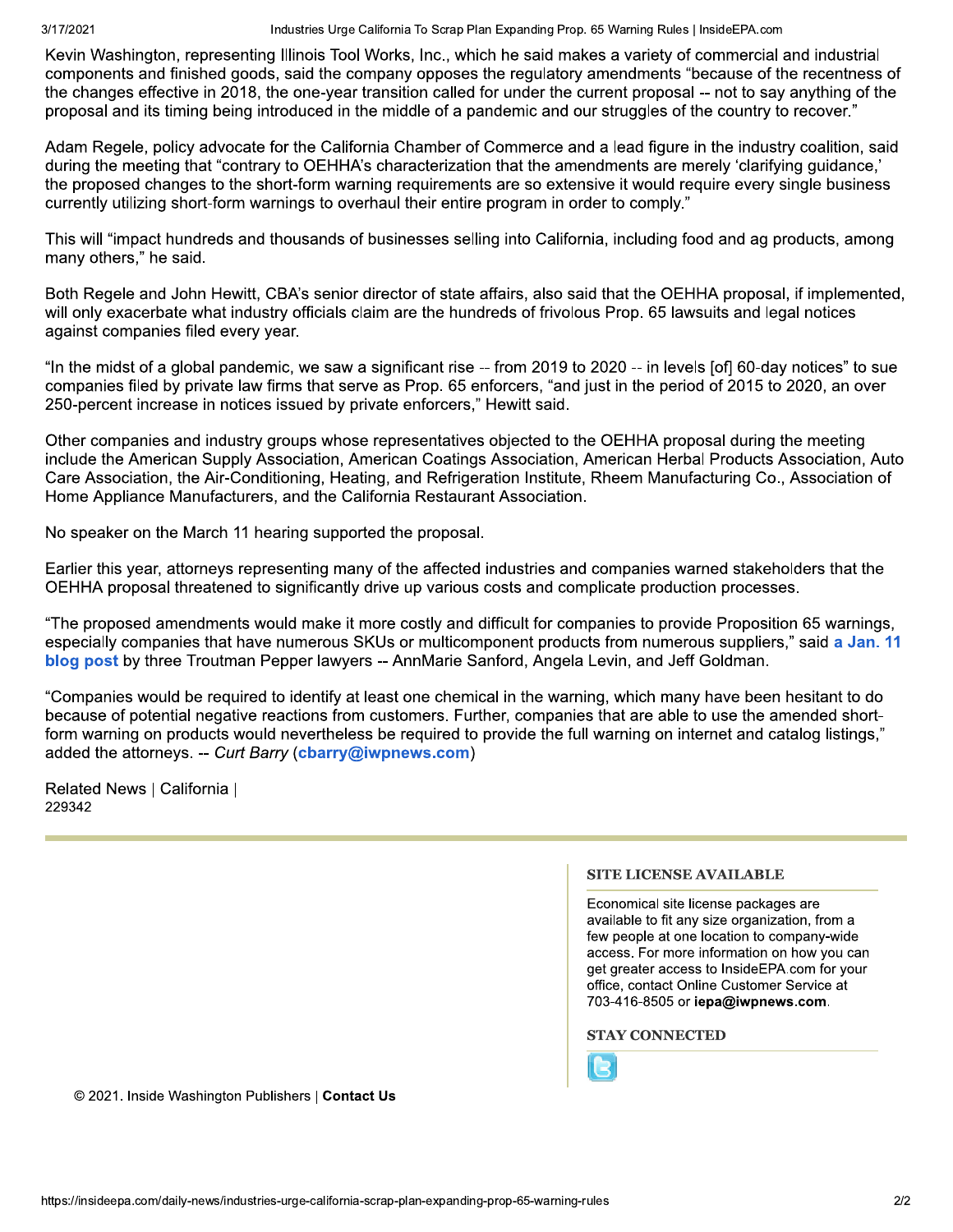Kevin Washington, representing Illinois Tool Works, Inc., which he said makes a variety of commercial and industrial components and finished goods, said the company opposes the regulatory amendments "because of the recentness of the changes effective in 2018, the one-year transition called for under the current proposal -- not to say anything of the proposal and its timing being introduced in the middle of a pandemic and our struggles of the country to recover."

Adam Regele, policy advocate for the California Chamber of Commerce and a lead figure in the industry coalition, said during the meeting that "contrary to OEHHA's characterization that the amendments are merely 'clarifying guidance,' the proposed changes to the short-form warning requirements are so extensive it would require every single business currently utilizing short-form warnings to overhaul their entire program in order to comply."

This will "impact hundreds and thousands of businesses selling into California, including food and ag products, among many others," he said.

Both Regele and John Hewitt, CBA's senior director of state affairs, also said that the OEHHA proposal, if implemented, will only exacerbate what industry officials claim are the hundreds of frivolous Prop. 65 lawsuits and legal notices against companies filed every year.

"In the midst of a global pandemic, we saw a significant rise -- from 2019 to 2020 -- in levels [of] 60-day notices" to sue companies filed by private law firms that serve as Prop. 65 enforcers, "and just in the period of 2015 to 2020, an over 250-percent increase in notices issued by private enforcers," Hewitt said.

Other companies and industry groups whose representatives objected to the OEHHA proposal during the meeting include the American Supply Association, American Coatings Association, American Herbal Products Association, Auto Care Association, the Air-Conditioning, Heating, and Refrigeration Institute, Rheem Manufacturing Co., Association of Home Appliance Manufacturers, and the California Restaurant Association.

No speaker on the March 11 hearing supported the proposal.

Earlier this year, attorneys representing many of the affected industries and companies warned stakeholders that the OEHHA proposal threatened to significantly drive up various costs and complicate production processes.

"The proposed amendments would make it more costly and difficult for companies to provide Proposition 65 warnings, especially companies that have numerous SKUs or multicomponent products from numerous suppliers," said **a Jan. 11 blog post** by three Troutman Pepper lawyers -- AnnMarie Sanford, Angela Levin, and Jeff Goldman.

"Companies would be required to identify at least one chemical in the warning, which many have been hesitant to do because of potential negative reactions from customers. Further, companies that are able to use the amended short-form warning on products would nevertheless be required to provide the full warning on internet and catalog listings," added the attorneys. -- *Curt Barry* (**cbarry@iwpnews.com**)

Related News | California |
229342

**SITE LICENSE AVAILABLE**

Economical site license packages are available to fit any size organization, from a few people at one location to company-wide access. For more information on how you can get greater access to InsideEPA.com for your office, contact Online Customer Service at 703-416-8505 or **iepa@iwpnews.com**.

**STAY CONNECTED**

© 2021. Inside Washington Publishers | **Contact Us**